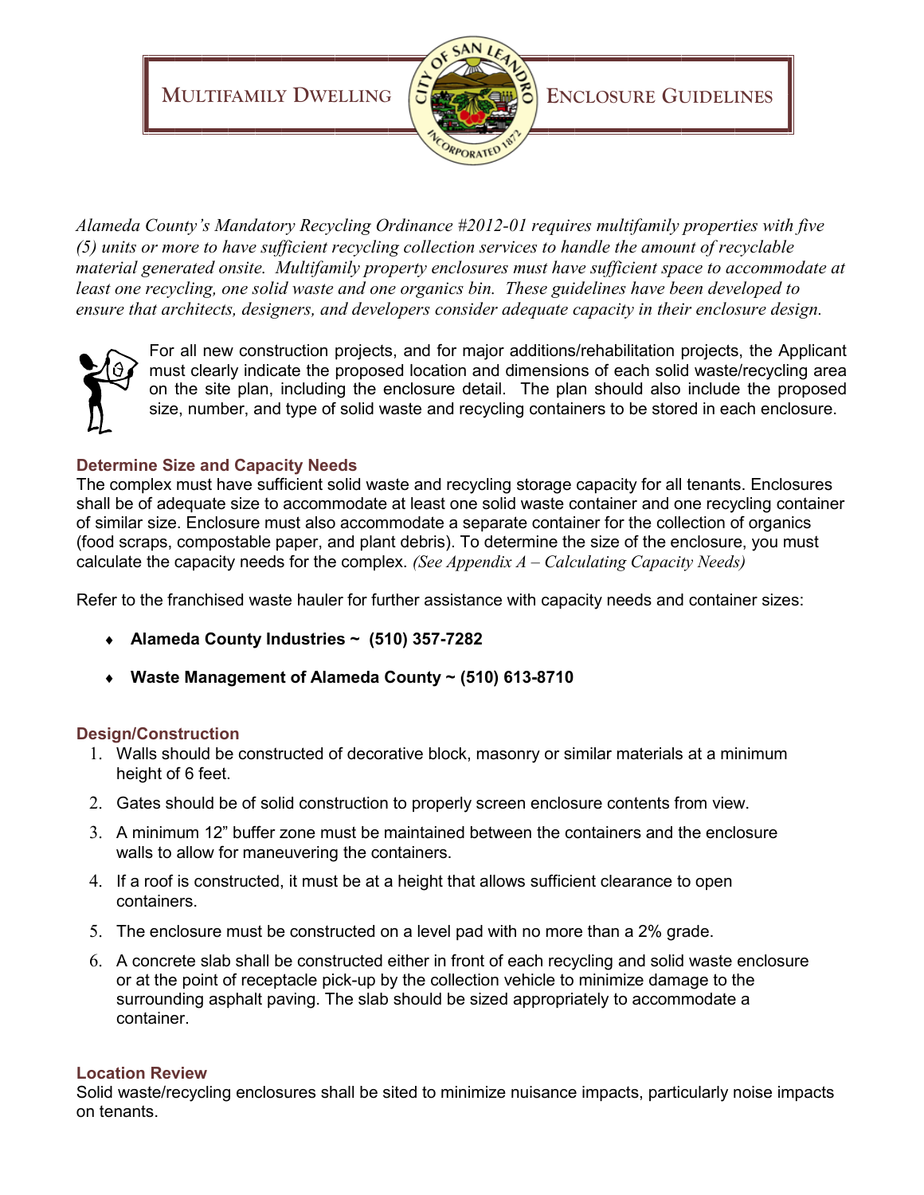# MULTIFAMILY DWELLING ENCLOSURE GUIDELINES

*Alameda County's Mandatory Recycling Ordinance #2012-01 requires multifamily properties with five (5) units or more to have sufficient recycling collection services to handle the amount of recyclable material generated onsite. Multifamily property enclosures must have sufficient space to accommodate at least one recycling, one solid waste and one organics bin. These guidelines have been developed to ensure that architects, designers, and developers consider adequate capacity in their enclosure design.*

For all new construction projects, and for major additions/rehabilitation projects, the Applicant must clearly indicate the proposed location and dimensions of each solid waste/recycling area on the site plan, including the enclosure detail. The plan should also include the proposed size, number, and type of solid waste and recycling containers to be stored in each enclosure.

## Determine Size and Capacity Needs

The complex must have sufficient solid waste and recycling storage capacity for all tenants. Enclosures shall be of adequate size to accommodate at least one solid waste container and one recycling container of similar size. Enclosure must also accommodate a separate container for the collection of organics (food scraps, compostable paper, and plant debris). To determine the size of the enclosure, you must calculate the capacity needs for the complex. *(See Appendix A – Calculating Capacity Needs)*

Refer to the franchised waste hauler for further assistance with capacity needs and container sizes:

- **Alameda County Industries ~ (510) 357-7282**
- **Waste Management of Alameda County ~ (510) 613-8710**

## Design/Construction

1. Walls should be constructed of decorative block, masonry or similar materials at a minimum height of 6 feet.
2. Gates should be of solid construction to properly screen enclosure contents from view.
3. A minimum 12" buffer zone must be maintained between the containers and the enclosure walls to allow for maneuvering the containers.
4. If a roof is constructed, it must be at a height that allows sufficient clearance to open containers.
5. The enclosure must be constructed on a level pad with no more than a 2% grade.
6. A concrete slab shall be constructed either in front of each recycling and solid waste enclosure or at the point of receptacle pick-up by the collection vehicle to minimize damage to the surrounding asphalt paving. The slab should be sized appropriately to accommodate a container.

## Location Review

Solid waste/recycling enclosures shall be sited to minimize nuisance impacts, particularly noise impacts on tenants.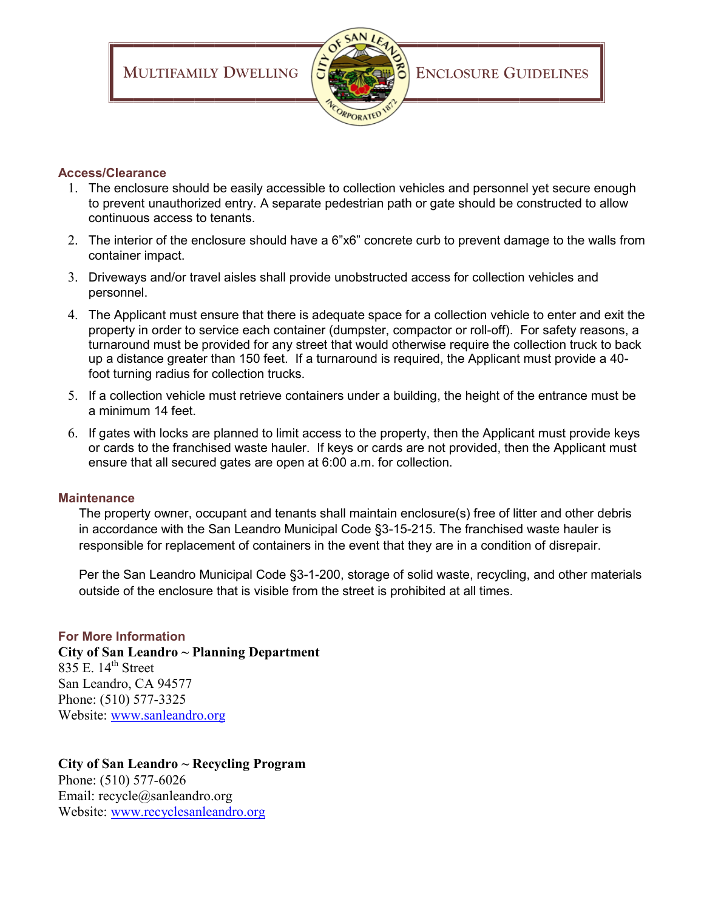## Access/Clearance

1. The enclosure should be easily accessible to collection vehicles and personnel yet secure enough to prevent unauthorized entry. A separate pedestrian path or gate should be constructed to allow continuous access to tenants.
2. The interior of the enclosure should have a 6"x6" concrete curb to prevent damage to the walls from container impact.
3. Driveways and/or travel aisles shall provide unobstructed access for collection vehicles and personnel.
4. The Applicant must ensure that there is adequate space for a collection vehicle to enter and exit the property in order to service each container (dumpster, compactor or roll-off). For safety reasons, a turnaround must be provided for any street that would otherwise require the collection truck to back up a distance greater than 150 feet. If a turnaround is required, the Applicant must provide a 40-foot turning radius for collection trucks.
5. If a collection vehicle must retrieve containers under a building, the height of the entrance must be a minimum 14 feet.
6. If gates with locks are planned to limit access to the property, then the Applicant must provide keys or cards to the franchised waste hauler. If keys or cards are not provided, then the Applicant must ensure that all secured gates are open at 6:00 a.m. for collection.

## Maintenance

The property owner, occupant and tenants shall maintain enclosure(s) free of litter and other debris in accordance with the San Leandro Municipal Code §3-15-215. The franchised waste hauler is responsible for replacement of containers in the event that they are in a condition of disrepair.

Per the San Leandro Municipal Code §3-1-200, storage of solid waste, recycling, and other materials outside of the enclosure that is visible from the street is prohibited at all times.

## For More Information

**City of San Leandro ~ Planning Department**
835 E. 14th Street
San Leandro, CA 94577
Phone: (510) 577-3325
Website: www.sanleandro.org

**City of San Leandro ~ Recycling Program**
Phone: (510) 577-6026
Email: recycle@sanleandro.org
Website: www.recyclesanleandro.org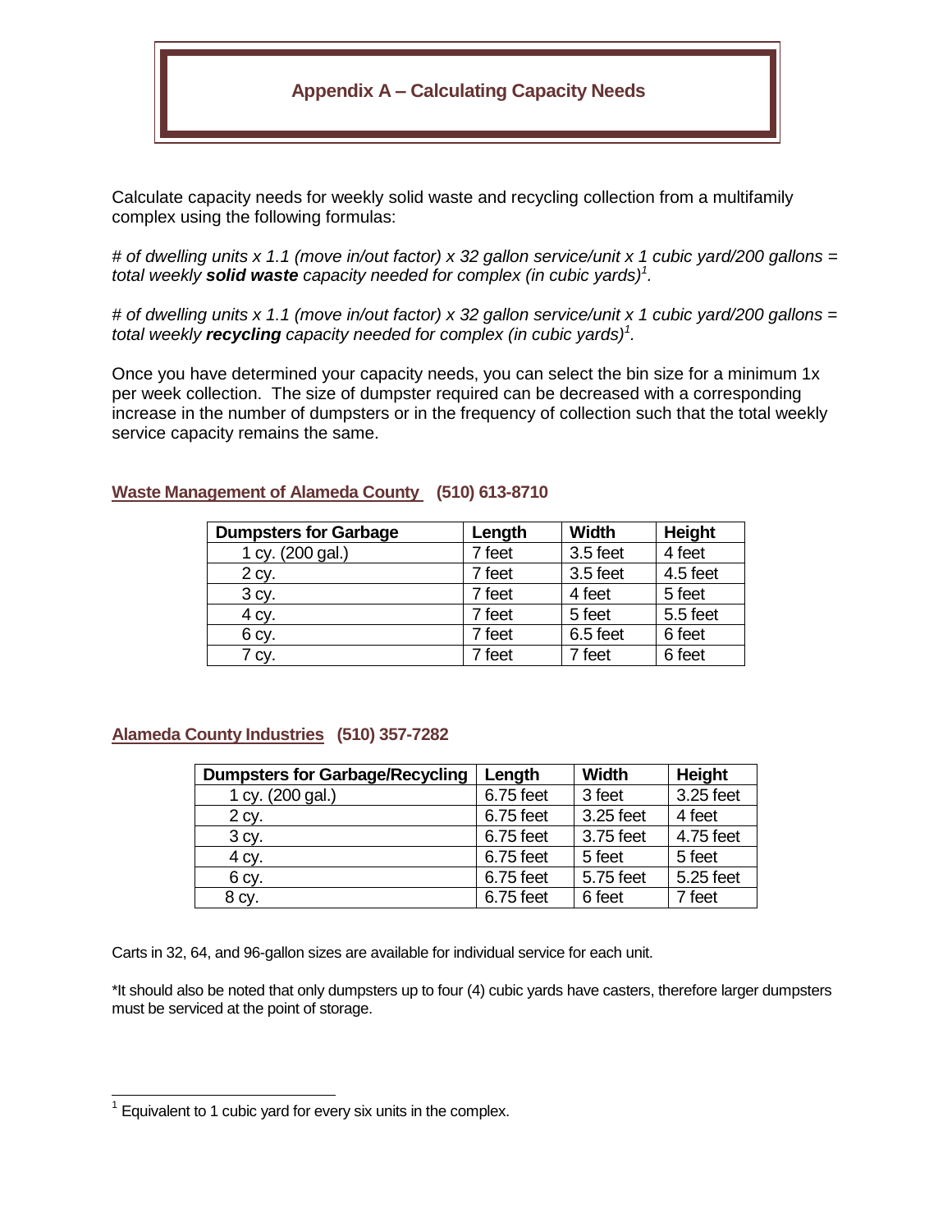# Appendix A – Calculating Capacity Needs

Calculate capacity needs for weekly solid waste and recycling collection from a multifamily complex using the following formulas:

*# of dwelling units x 1.1 (move in/out factor) x 32 gallon service/unit x 1 cubic yard/200 gallons = total weekly* ***solid waste*** *capacity needed for complex (in cubic yards)*[1]*.*

*# of dwelling units x 1.1 (move in/out factor) x 32 gallon service/unit x 1 cubic yard/200 gallons = total weekly* ***recycling*** *capacity needed for complex (in cubic yards)*[1]*.*

Once you have determined your capacity needs, you can select the bin size for a minimum 1x per week collection. The size of dumpster required can be decreased with a corresponding increase in the number of dumpsters or in the frequency of collection such that the total weekly service capacity remains the same.

## Waste Management of Alameda County (510) 613-8710

| Dumpsters for Garbage | Length | Width | Height |
|---|---|---|---|
| 1 cy. (200 gal.) | 7 feet | 3.5 feet | 4 feet |
| 2 cy. | 7 feet | 3.5 feet | 4.5 feet |
| 3 cy. | 7 feet | 4 feet | 5 feet |
| 4 cy. | 7 feet | 5 feet | 5.5 feet |
| 6 cy. | 7 feet | 6.5 feet | 6 feet |
| 7 cy. | 7 feet | 7 feet | 6 feet |

## Alameda County Industries (510) 357-7282

| Dumpsters for Garbage/Recycling | Length | Width | Height |
|---|---|---|---|
| 1 cy. (200 gal.) | 6.75 feet | 3 feet | 3.25 feet |
| 2 cy. | 6.75 feet | 3.25 feet | 4 feet |
| 3 cy. | 6.75 feet | 3.75 feet | 4.75 feet |
| 4 cy. | 6.75 feet | 5 feet | 5 feet |
| 6 cy. | 6.75 feet | 5.75 feet | 5.25 feet |
| 8 cy. | 6.75 feet | 6 feet | 7 feet |

Carts in 32, 64, and 96-gallon sizes are available for individual service for each unit.

*It should also be noted that only dumpsters up to four (4) cubic yards have casters, therefore larger dumpsters must be serviced at the point of storage.

---

[1] Equivalent to 1 cubic yard for every six units in the complex.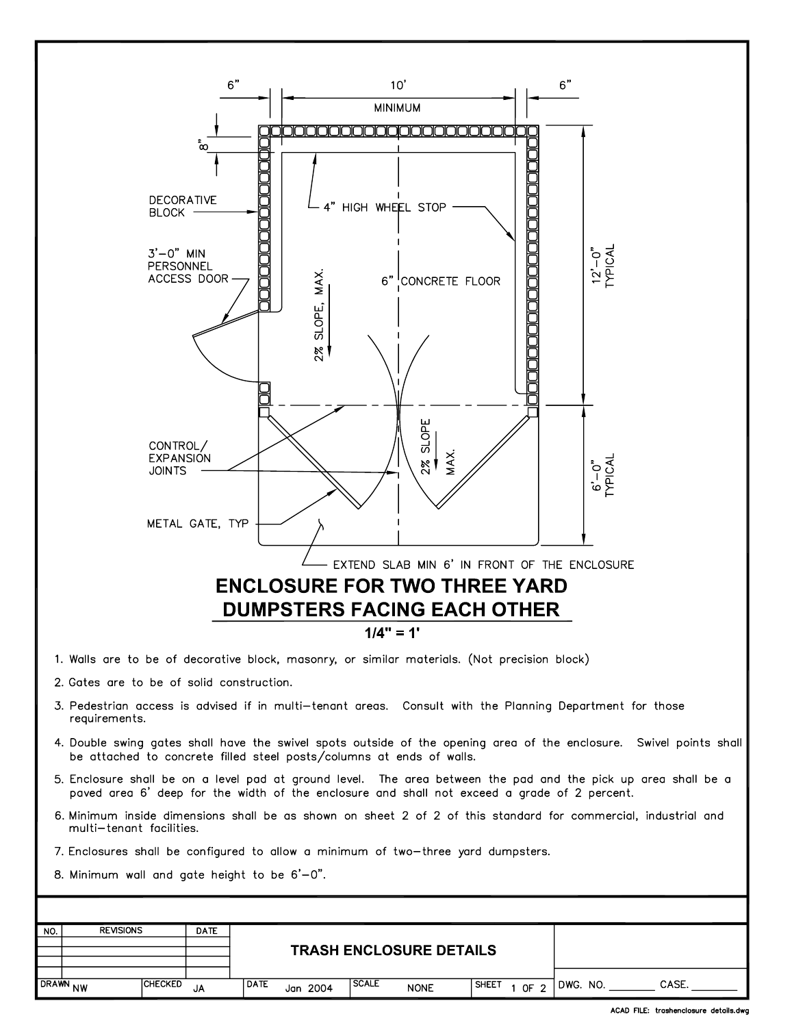6" 10' MINIMUM 6"

8"

DECORATIVE BLOCK

4" HIGH WHEEL STOP

3'-0" MIN PERSONNEL ACCESS DOOR

2% SLOPE, MAX.

6" CONCRETE FLOOR

12'-0" TYPICAL

CONTROL/ EXPANSION JOINTS

2% SLOPE MAX.

6'-0" TYPICAL

METAL GATE, TYP

EXTEND SLAB MIN 6' IN FRONT OF THE ENCLOSURE

## ENCLOSURE FOR TWO THREE YARD DUMPSTERS FACING EACH OTHER

**1/4" = 1'**

1. Walls are to be of decorative block, masonry, or similar materials. (Not precision block)
2. Gates are to be of solid construction.
3. Pedestrian access is advised if in multi-tenant areas. Consult with the Planning Department for those requirements.
4. Double swing gates shall have the swivel spots outside of the opening area of the enclosure. Swivel points shall be attached to concrete filled steel posts/columns at ends of walls.
5. Enclosure shall be on a level pad at ground level. The area between the pad and the pick up area shall be a paved area 6' deep for the width of the enclosure and shall not exceed a grade of 2 percent.
6. Minimum inside dimensions shall be as shown on sheet 2 of 2 of this standard for commercial, industrial and multi-tenant facilities.
7. Enclosures shall be configured to allow a minimum of two-three yard dumpsters.
8. Minimum wall and gate height to be 6'-0".

| NO. | REVISIONS | DATE | |
|---|---|---|---|
| | | | **TRASH ENCLOSURE DETAILS** |

| DRAWN | CHECKED | DATE | SCALE | SHEET | DWG. NO. | CASE. |
|---|---|---|---|---|---|---|
| NW | JA | Jan 2004 | NONE | 1 OF 2 | ________ | ________ |

ACAD FILE: trashenclosure details.dwg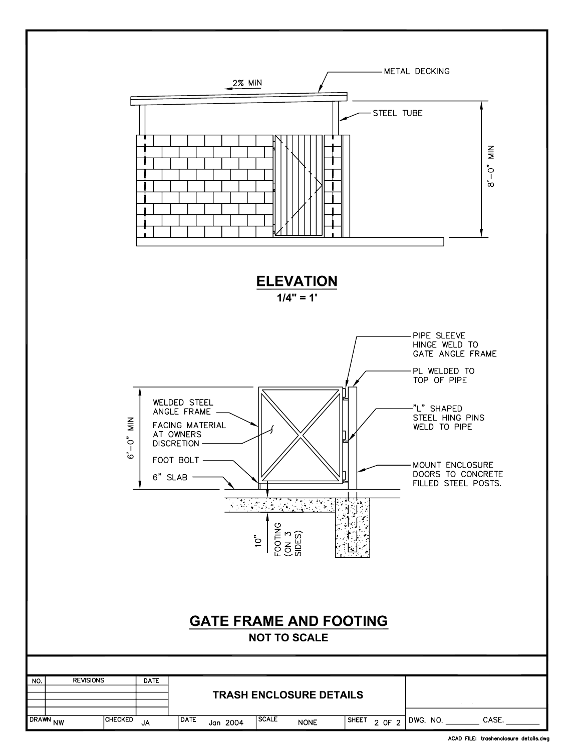METAL DECKING

2% MIN

STEEL TUBE

8'-0" MIN

## ELEVATION

**1/4" = 1'**

PIPE SLEEVE HINGE WELD TO GATE ANGLE FRAME

PL WELDED TO TOP OF PIPE

"L" SHAPED STEEL HING PINS WELD TO PIPE

MOUNT ENCLOSURE DOORS TO CONCRETE FILLED STEEL POSTS.

6'-0" MIN

WELDED STEEL ANGLE FRAME

FACING MATERIAL AT OWNERS DISCRETION

FOOT BOLT

6" SLAB

10"

FOOTING (ON 3 SIDES)

## GATE FRAME AND FOOTING

**NOT TO SCALE**

| NO. | REVISIONS | DATE |
|---|---|---|
| | | |

**TRASH ENCLOSURE DETAILS**

| DRAWN | CHECKED | DATE | SCALE | SHEET | DWG. NO. | CASE. |
|---|---|---|---|---|---|---|
| NW | JA | Jan 2004 | NONE | 2 OF 2 | ________ | ________ |

ACAD FILE: trashenclosure details.dwg